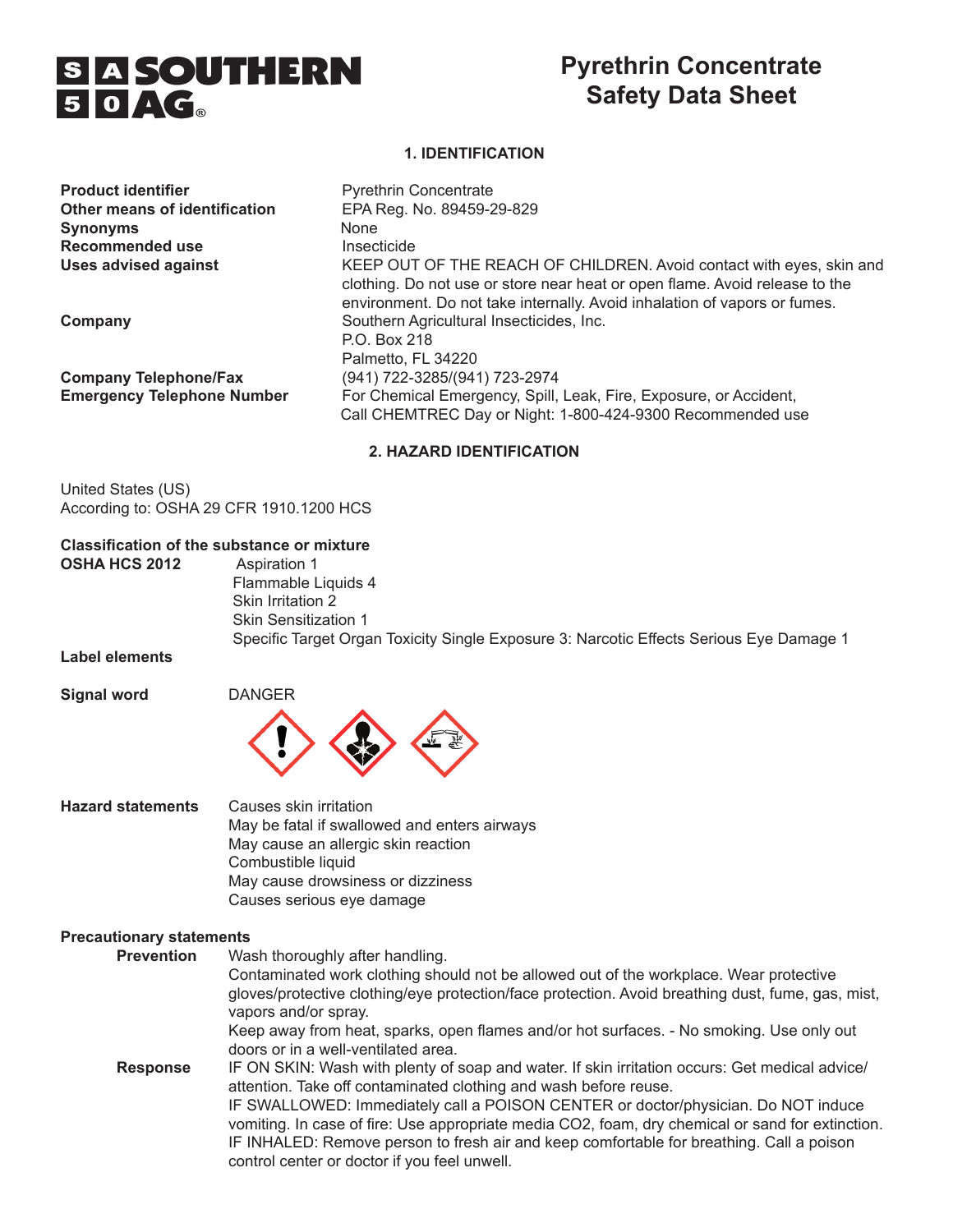SOUTHERN AG

# Pyrethrin Concentrate Safety Data Sheet

## 1. IDENTIFICATION

| | |
|---|---|
| **Product identifier** | Pyrethrin Concentrate |
| **Other means of identification** | EPA Reg. No. 89459-29-829 |
| **Synonyms** | None |
| **Recommended use** | Insecticide |
| **Uses advised against** | KEEP OUT OF THE REACH OF CHILDREN. Avoid contact with eyes, skin and clothing. Do not use or store near heat or open flame. Avoid release to the environment. Do not take internally. Avoid inhalation of vapors or fumes. |
| **Company** | Southern Agricultural Insecticides, Inc.<br>P.O. Box 218<br>Palmetto, FL 34220 |
| **Company Telephone/Fax** | (941) 722-3285/(941) 723-2974 |
| **Emergency Telephone Number** | For Chemical Emergency, Spill, Leak, Fire, Exposure, or Accident, Call CHEMTREC Day or Night: 1-800-424-9300 Recommended use |

## 2. HAZARD IDENTIFICATION

United States (US)
According to: OSHA 29 CFR 1910.1200 HCS

**Classification of the substance or mixture**

**OSHA HCS 2012**
- Aspiration 1
- Flammable Liquids 4
- Skin Irritation 2
- Skin Sensitization 1
- Specific Target Organ Toxicity Single Exposure 3: Narcotic Effects Serious Eye Damage 1

**Label elements**

**Signal word** DANGER

**Hazard statements**
- Causes skin irritation
- May be fatal if swallowed and enters airways
- May cause an allergic skin reaction
- Combustible liquid
- May cause drowsiness or dizziness
- Causes serious eye damage

**Precautionary statements**

**Prevention**
Wash thoroughly after handling.
Contaminated work clothing should not be allowed out of the workplace. Wear protective gloves/protective clothing/eye protection/face protection. Avoid breathing dust, fume, gas, mist, vapors and/or spray.
Keep away from heat, sparks, open flames and/or hot surfaces. - No smoking. Use only out doors or in a well-ventilated area.

**Response**
IF ON SKIN: Wash with plenty of soap and water. If skin irritation occurs: Get medical advice/attention. Take off contaminated clothing and wash before reuse.
IF SWALLOWED: Immediately call a POISON CENTER or doctor/physician. Do NOT induce vomiting. In case of fire: Use appropriate media CO2, foam, dry chemical or sand for extinction.
IF INHALED: Remove person to fresh air and keep comfortable for breathing. Call a poison control center or doctor if you feel unwell.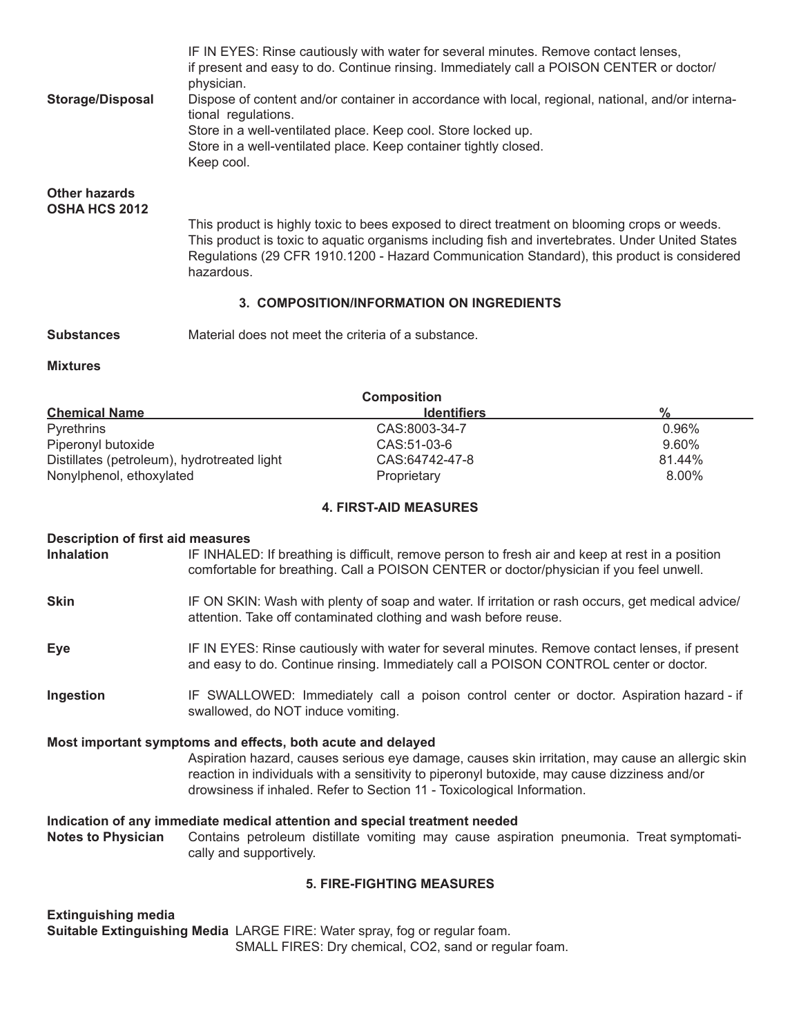IF IN EYES: Rinse cautiously with water for several minutes. Remove contact lenses, if present and easy to do. Continue rinsing. Immediately call a POISON CENTER or doctor/ physician.

**Storage/Disposal** Dispose of content and/or container in accordance with local, regional, national, and/or international regulations.
Store in a well-ventilated place. Keep cool. Store locked up.
Store in a well-ventilated place. Keep container tightly closed.
Keep cool.

**Other hazards**
**OSHA HCS 2012**

This product is highly toxic to bees exposed to direct treatment on blooming crops or weeds. This product is toxic to aquatic organisms including fish and invertebrates. Under United States Regulations (29 CFR 1910.1200 - Hazard Communication Standard), this product is considered hazardous.

## 3. COMPOSITION/INFORMATION ON INGREDIENTS

**Substances** Material does not meet the criteria of a substance.

**Mixtures**

**Composition**

| Chemical Name | Identifiers | % |
|---|---|---|
| Pyrethrins | CAS:8003-34-7 | 0.96% |
| Piperonyl butoxide | CAS:51-03-6 | 9.60% |
| Distillates (petroleum), hydrotreated light | CAS:64742-47-8 | 81.44% |
| Nonylphenol, ethoxylated | Proprietary | 8.00% |

## 4. FIRST-AID MEASURES

**Description of first aid measures**

**Inhalation** IF INHALED: If breathing is difficult, remove person to fresh air and keep at rest in a position comfortable for breathing. Call a POISON CENTER or doctor/physician if you feel unwell.

**Skin** IF ON SKIN: Wash with plenty of soap and water. If irritation or rash occurs, get medical advice/ attention. Take off contaminated clothing and wash before reuse.

**Eye** IF IN EYES: Rinse cautiously with water for several minutes. Remove contact lenses, if present and easy to do. Continue rinsing. Immediately call a POISON CONTROL center or doctor.

**Ingestion** IF SWALLOWED: Immediately call a poison control center or doctor. Aspiration hazard - if swallowed, do NOT induce vomiting.

**Most important symptoms and effects, both acute and delayed**

Aspiration hazard, causes serious eye damage, causes skin irritation, may cause an allergic skin reaction in individuals with a sensitivity to piperonyl butoxide, may cause dizziness and/or drowsiness if inhaled. Refer to Section 11 - Toxicological Information.

**Indication of any immediate medical attention and special treatment needed**

**Notes to Physician** Contains petroleum distillate vomiting may cause aspiration pneumonia. Treat symptomatically and supportively.

## 5. FIRE-FIGHTING MEASURES

**Extinguishing media**

**Suitable Extinguishing Media** LARGE FIRE: Water spray, fog or regular foam.
SMALL FIRES: Dry chemical, $CO_2$, sand or regular foam.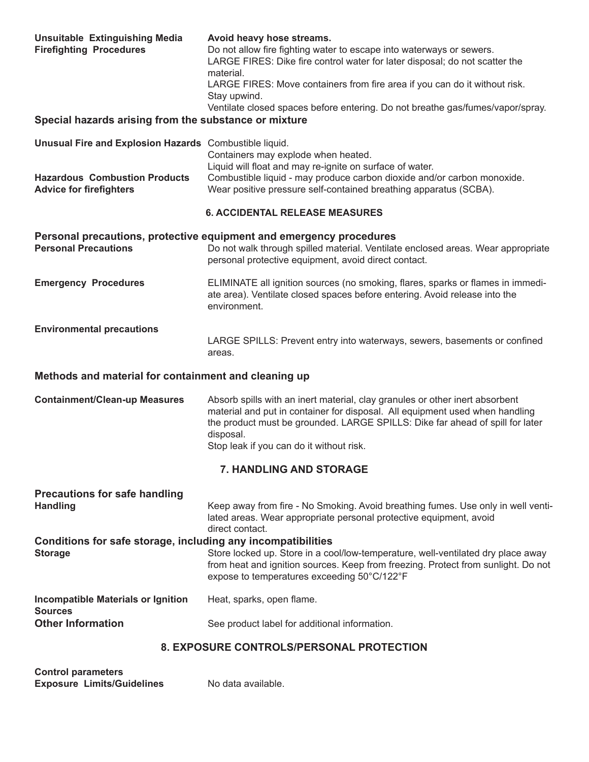**Unsuitable Extinguishing Media** **Avoid heavy hose streams.**

**Firefighting Procedures** Do not allow fire fighting water to escape into waterways or sewers. LARGE FIRES: Dike fire control water for later disposal; do not scatter the material. LARGE FIRES: Move containers from fire area if you can do it without risk. Stay upwind. Ventilate closed spaces before entering. Do not breathe gas/fumes/vapor/spray.

### Special hazards arising from the substance or mixture

**Unusual Fire and Explosion Hazards** Combustible liquid. Containers may explode when heated. Liquid will float and may re-ignite on surface of water.

**Hazardous Combustion Products** Combustible liquid - may produce carbon dioxide and/or carbon monoxide.

**Advice for firefighters** Wear positive pressure self-contained breathing apparatus (SCBA).

## 6. ACCIDENTAL RELEASE MEASURES

### Personal precautions, protective equipment and emergency procedures

**Personal Precautions** Do not walk through spilled material. Ventilate enclosed areas. Wear appropriate personal protective equipment, avoid direct contact.

**Emergency Procedures** ELIMINATE all ignition sources (no smoking, flares, sparks or flames in immediate area). Ventilate closed spaces before entering. Avoid release into the environment.

**Environmental precautions**

LARGE SPILLS: Prevent entry into waterways, sewers, basements or confined areas.

### Methods and material for containment and cleaning up

**Containment/Clean-up Measures** Absorb spills with an inert material, clay granules or other inert absorbent material and put in container for disposal. All equipment used when handling the product must be grounded. LARGE SPILLS: Dike far ahead of spill for later disposal. Stop leak if you can do it without risk.

## 7. HANDLING AND STORAGE

### Precautions for safe handling

**Handling** Keep away from fire - No Smoking. Avoid breathing fumes. Use only in well ventilated areas. Wear appropriate personal protective equipment, avoid direct contact.

### Conditions for safe storage, including any incompatibilities

**Storage** Store locked up. Store in a cool/low-temperature, well-ventilated dry place away from heat and ignition sources. Keep from freezing. Protect from sunlight. Do not expose to temperatures exceeding 50°C/122°F

**Incompatible Materials or Ignition Sources** Heat, sparks, open flame.

**Other Information** See product label for additional information.

## 8. EXPOSURE CONTROLS/PERSONAL PROTECTION

**Control parameters**

**Exposure Limits/Guidelines** No data available.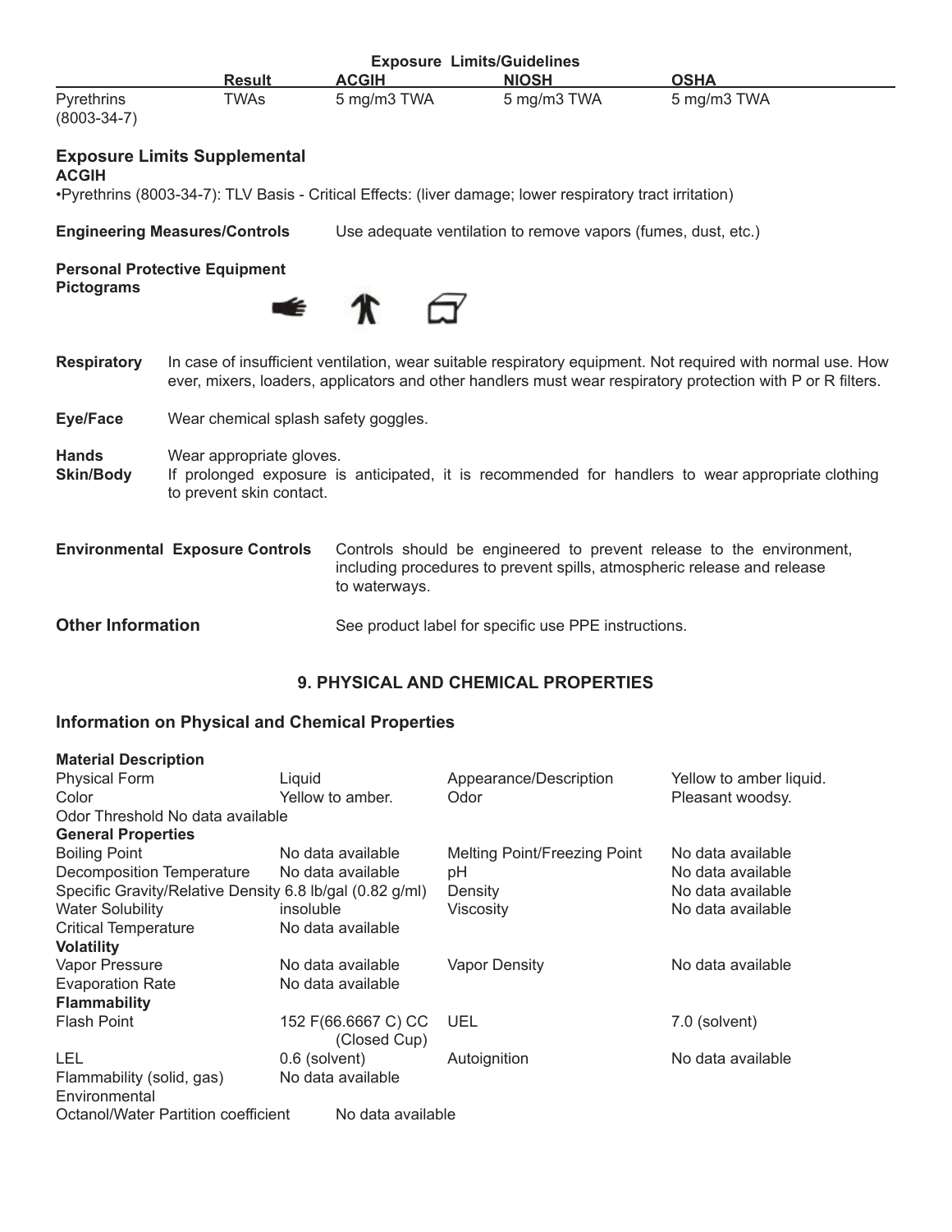| | Result | Exposure Limits/Guidelines | | |
|---|---|---|---|---|
| | | ACGIH | NIOSH | OSHA |
| Pyrethrins (8003-34-7) | TWAs | 5 mg/m3 TWA | 5 mg/m3 TWA | 5 mg/m3 TWA |

### Exposure Limits Supplemental

**ACGIH**

•Pyrethrins (8003-34-7): TLV Basis - Critical Effects: (liver damage; lower respiratory tract irritation)

**Engineering Measures/Controls** Use adequate ventilation to remove vapors (fumes, dust, etc.)

**Personal Protective Equipment**

**Pictograms**

**Respiratory** In case of insufficient ventilation, wear suitable respiratory equipment. Not required with normal use. However, mixers, loaders, applicators and other handlers must wear respiratory protection with P or R filters.

**Eye/Face** Wear chemical splash safety goggles.

**Hands** Wear appropriate gloves.

**Skin/Body** If prolonged exposure is anticipated, it is recommended for handlers to wear appropriate clothing to prevent skin contact.

**Environmental Exposure Controls** Controls should be engineered to prevent release to the environment, including procedures to prevent spills, atmospheric release and release to waterways.

**Other Information** See product label for specific use PPE instructions.

## 9. PHYSICAL AND CHEMICAL PROPERTIES

### Information on Physical and Chemical Properties

| **Material Description** | | | |
|---|---|---|---|
| Physical Form | Liquid | Appearance/Description | Yellow to amber liquid. |
| Color | Yellow to amber. | Odor | Pleasant woodsy. |
| Odor Threshold | No data available | | |
| **General Properties** | | | |
| Boiling Point | No data available | Melting Point/Freezing Point | No data available |
| Decomposition Temperature | No data available | pH | No data available |
| Specific Gravity/Relative Density | 6.8 lb/gal (0.82 g/ml) | Density | No data available |
| Water Solubility | insoluble | Viscosity | No data available |
| Critical Temperature | No data available | | |
| **Volatility** | | | |
| Vapor Pressure | No data available | Vapor Density | No data available |
| Evaporation Rate | No data available | | |
| **Flammability** | | | |
| Flash Point | 152 F(66.6667 C) CC (Closed Cup) | UEL | 7.0 (solvent) |
| LEL | 0.6 (solvent) | Autoignition | No data available |
| Flammability (solid, gas) | No data available | | |
| Environmental | | | |
| Octanol/Water Partition coefficient | No data available | | |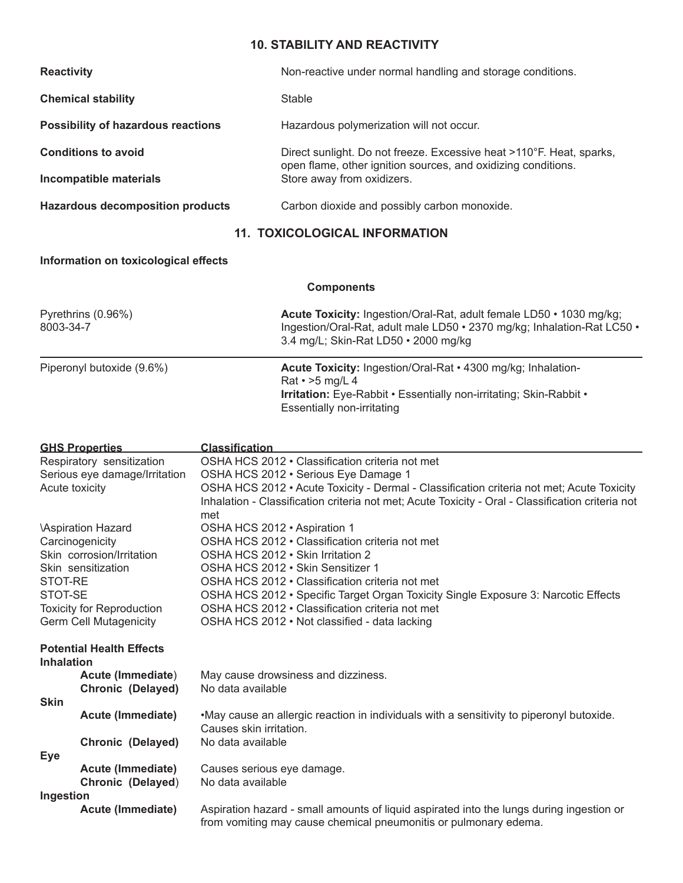## 10. STABILITY AND REACTIVITY

| | |
|---|---|
| **Reactivity** | Non-reactive under normal handling and storage conditions. |
| **Chemical stability** | Stable |
| **Possibility of hazardous reactions** | Hazardous polymerization will not occur. |
| **Conditions to avoid** | Direct sunlight. Do not freeze. Excessive heat >110°F. Heat, sparks, open flame, other ignition sources, and oxidizing conditions. |
| **Incompatible materials** | Store away from oxidizers. |
| **Hazardous decomposition products** | Carbon dioxide and possibly carbon monoxide. |

## 11. TOXICOLOGICAL INFORMATION

**Information on toxicological effects**

**Components**

| | |
|---|---|
| Pyrethrins (0.96%)<br>8003-34-7 | **Acute Toxicity:** Ingestion/Oral-Rat, adult female LD50 • 1030 mg/kg; Ingestion/Oral-Rat, adult male LD50 • 2370 mg/kg; Inhalation-Rat LC50 • 3.4 mg/L; Skin-Rat LD50 • 2000 mg/kg |
| Piperonyl butoxide (9.6%) | **Acute Toxicity:** Ingestion/Oral-Rat • 4300 mg/kg; Inhalation-Rat • >5 mg/L 4<br>**Irritation:** Eye-Rabbit • Essentially non-irritating; Skin-Rabbit • Essentially non-irritating |

| GHS Properties | Classification |
|---|---|
| Respiratory sensitization | OSHA HCS 2012 • Classification criteria not met |
| Serious eye damage/Irritation | OSHA HCS 2012 • Serious Eye Damage 1 |
| Acute toxicity | OSHA HCS 2012 • Acute Toxicity - Dermal - Classification criteria not met; Acute Toxicity Inhalation - Classification criteria not met; Acute Toxicity - Oral - Classification criteria not met |
| \Aspiration Hazard | OSHA HCS 2012 • Aspiration 1 |
| Carcinogenicity | OSHA HCS 2012 • Classification criteria not met |
| Skin corrosion/Irritation | OSHA HCS 2012 • Skin Irritation 2 |
| Skin sensitization | OSHA HCS 2012 • Skin Sensitizer 1 |
| STOT-RE | OSHA HCS 2012 • Classification criteria not met |
| STOT-SE | OSHA HCS 2012 • Specific Target Organ Toxicity Single Exposure 3: Narcotic Effects |
| Toxicity for Reproduction | OSHA HCS 2012 • Classification criteria not met |
| Germ Cell Mutagenicity | OSHA HCS 2012 • Not classified - data lacking |

**Potential Health Effects**

**Inhalation**

| | |
|---|---|
| **Acute (Immediate)** | May cause drowsiness and dizziness. |
| **Chronic (Delayed)** | No data available |

**Skin**

| | |
|---|---|
| **Acute (Immediate)** | •May cause an allergic reaction in individuals with a sensitivity to piperonyl butoxide. Causes skin irritation. |
| **Chronic (Delayed)** | No data available |

**Eye**

| | |
|---|---|
| **Acute (Immediate)** | Causes serious eye damage. |
| **Chronic (Delayed)** | No data available |

**Ingestion**

| | |
|---|---|
| **Acute (Immediate)** | Aspiration hazard - small amounts of liquid aspirated into the lungs during ingestion or from vomiting may cause chemical pneumonitis or pulmonary edema. |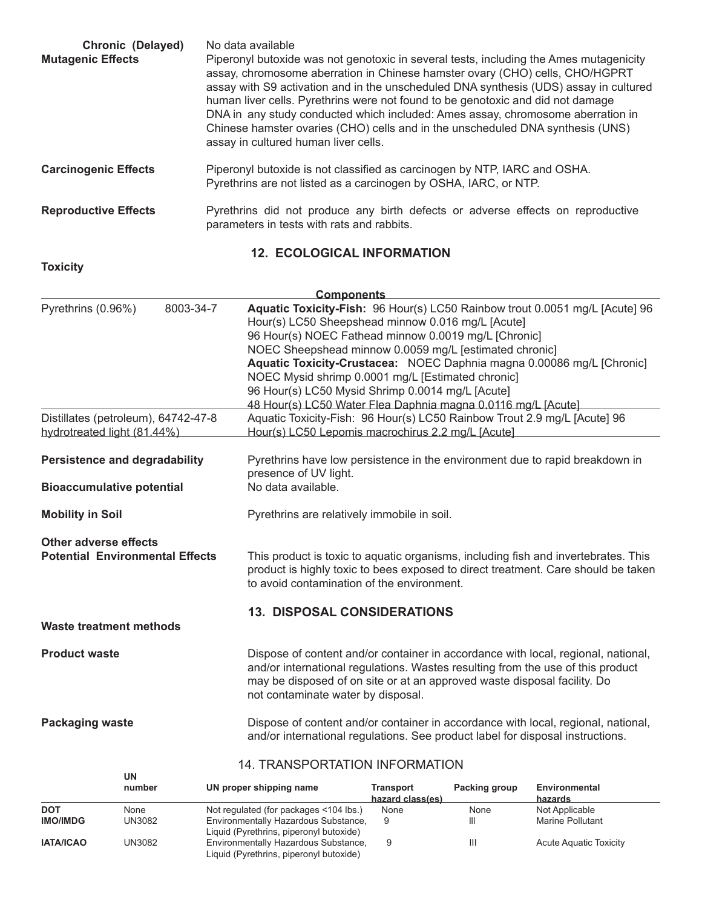**Chronic (Delayed)** No data available

**Mutagenic Effects** Piperonyl butoxide was not genotoxic in several tests, including the Ames mutagenicity assay, chromosome aberration in Chinese hamster ovary (CHO) cells, CHO/HGPRT assay with S9 activation and in the unscheduled DNA synthesis (UDS) assay in cultured human liver cells. Pyrethrins were not found to be genotoxic and did not damage DNA in any study conducted which included: Ames assay, chromosome aberration in Chinese hamster ovaries (CHO) cells and in the unscheduled DNA synthesis (UNS) assay in cultured human liver cells.

**Carcinogenic Effects** Piperonyl butoxide is not classified as carcinogen by NTP, IARC and OSHA. Pyrethrins are not listed as a carcinogen by OSHA, IARC, or NTP.

**Reproductive Effects** Pyrethrins did not produce any birth defects or adverse effects on reproductive parameters in tests with rats and rabbits.

## 12. ECOLOGICAL INFORMATION

**Toxicity**

| Components | | |
|---|---|---|
| Pyrethrins (0.96%) | 8003-34-7 | **Aquatic Toxicity-Fish:** 96 Hour(s) LC50 Rainbow trout 0.0051 mg/L [Acute] 96 Hour(s) LC50 Sheepshead minnow 0.016 mg/L [Acute]<br>96 Hour(s) NOEC Fathead minnow 0.0019 mg/L [Chronic]<br>NOEC Sheepshead minnow 0.0059 mg/L [estimated chronic]<br>**Aquatic Toxicity-Crustacea:** NOEC Daphnia magna 0.00086 mg/L [Chronic]<br>NOEC Mysid shrimp 0.0001 mg/L [Estimated chronic]<br>96 Hour(s) LC50 Mysid Shrimp 0.0014 mg/L [Acute]<br>48 Hour(s) LC50 Water Flea Daphnia magna 0.0116 mg/L [Acute] |
| Distillates (petroleum), hydrotreated light (81.44%) | 64742-47-8 | Aquatic Toxicity-Fish: 96 Hour(s) LC50 Rainbow Trout 2.9 mg/L [Acute] 96 Hour(s) LC50 Lepomis macrochirus 2.2 mg/L [Acute] |

**Persistence and degradability** Pyrethrins have low persistence in the environment due to rapid breakdown in presence of UV light.

**Bioaccumulative potential** No data available.

**Mobility in Soil** Pyrethrins are relatively immobile in soil.

**Other adverse effects**

**Potential Environmental Effects** This product is toxic to aquatic organisms, including fish and invertebrates. This product is highly toxic to bees exposed to direct treatment. Care should be taken to avoid contamination of the environment.

## 13. DISPOSAL CONSIDERATIONS

**Waste treatment methods**

**Product waste** Dispose of content and/or container in accordance with local, regional, national, and/or international regulations. Wastes resulting from the use of this product may be disposed of on site or at an approved waste disposal facility. Do not contaminate water by disposal.

**Packaging waste** Dispose of content and/or container in accordance with local, regional, national, and/or international regulations. See product label for disposal instructions.

## 14. TRANSPORTATION INFORMATION

| | UN number | UN proper shipping name | Transport hazard class(es) | Packing group | Environmental hazards |
|---|---|---|---|---|---|
| **DOT** | None | Not regulated (for packages <104 lbs.) | None | None | Not Applicable |
| **IMO/IMDG** | UN3082 | Environmentally Hazardous Substance, Liquid (Pyrethrins, piperonyl butoxide) | 9 | III | Marine Pollutant |
| **IATA/ICAO** | UN3082 | Environmentally Hazardous Substance, Liquid (Pyrethrins, piperonyl butoxide) | 9 | III | Acute Aquatic Toxicity |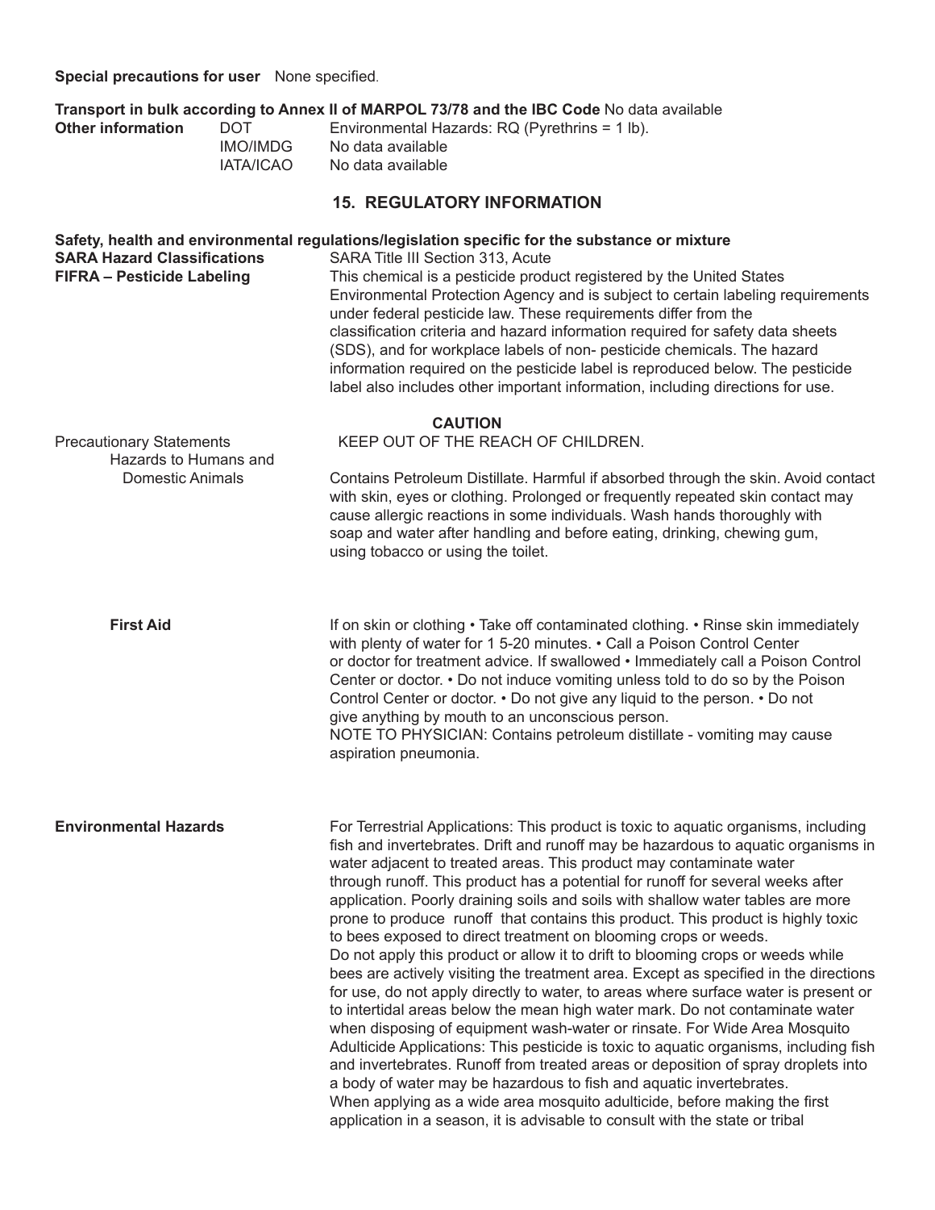**Special precautions for user** None specified.

**Transport in bulk according to Annex II of MARPOL 73/78 and the IBC Code** No data available

| **Other information** | DOT | Environmental Hazards: RQ (Pyrethrins = 1 lb). |
|---|---|---|
| | IMO/IMDG | No data available |
| | IATA/ICAO | No data available |

## 15. REGULATORY INFORMATION

**Safety, health and environmental regulations/legislation specific for the substance or mixture**

**SARA Hazard Classifications** SARA Title III Section 313, Acute

**FIFRA – Pesticide Labeling** This chemical is a pesticide product registered by the United States Environmental Protection Agency and is subject to certain labeling requirements under federal pesticide law. These requirements differ from the classification criteria and hazard information required for safety data sheets (SDS), and for workplace labels of non- pesticide chemicals. The hazard information required on the pesticide label is reproduced below. The pesticide label also includes other important information, including directions for use.

**CAUTION**

Precautionary Statements
Hazards to Humans and Domestic Animals

KEEP OUT OF THE REACH OF CHILDREN.

Contains Petroleum Distillate. Harmful if absorbed through the skin. Avoid contact with skin, eyes or clothing. Prolonged or frequently repeated skin contact may cause allergic reactions in some individuals. Wash hands thoroughly with soap and water after handling and before eating, drinking, chewing gum, using tobacco or using the toilet.

**First Aid**

If on skin or clothing • Take off contaminated clothing. • Rinse skin immediately with plenty of water for 1 5-20 minutes. • Call a Poison Control Center or doctor for treatment advice. If swallowed • Immediately call a Poison Control Center or doctor. • Do not induce vomiting unless told to do so by the Poison Control Center or doctor. • Do not give any liquid to the person. • Do not give anything by mouth to an unconscious person.
NOTE TO PHYSICIAN: Contains petroleum distillate - vomiting may cause aspiration pneumonia.

**Environmental Hazards**

For Terrestrial Applications: This product is toxic to aquatic organisms, including fish and invertebrates. Drift and runoff may be hazardous to aquatic organisms in water adjacent to treated areas. This product may contaminate water through runoff. This product has a potential for runoff for several weeks after application. Poorly draining soils and soils with shallow water tables are more prone to produce runoff that contains this product. This product is highly toxic to bees exposed to direct treatment on blooming crops or weeds.
Do not apply this product or allow it to drift to blooming crops or weeds while bees are actively visiting the treatment area. Except as specified in the directions for use, do not apply directly to water, to areas where surface water is present or to intertidal areas below the mean high water mark. Do not contaminate water when disposing of equipment wash-water or rinsate. For Wide Area Mosquito Adulticide Applications: This pesticide is toxic to aquatic organisms, including fish and invertebrates. Runoff from treated areas or deposition of spray droplets into a body of water may be hazardous to fish and aquatic invertebrates.
When applying as a wide area mosquito adulticide, before making the first application in a season, it is advisable to consult with the state or tribal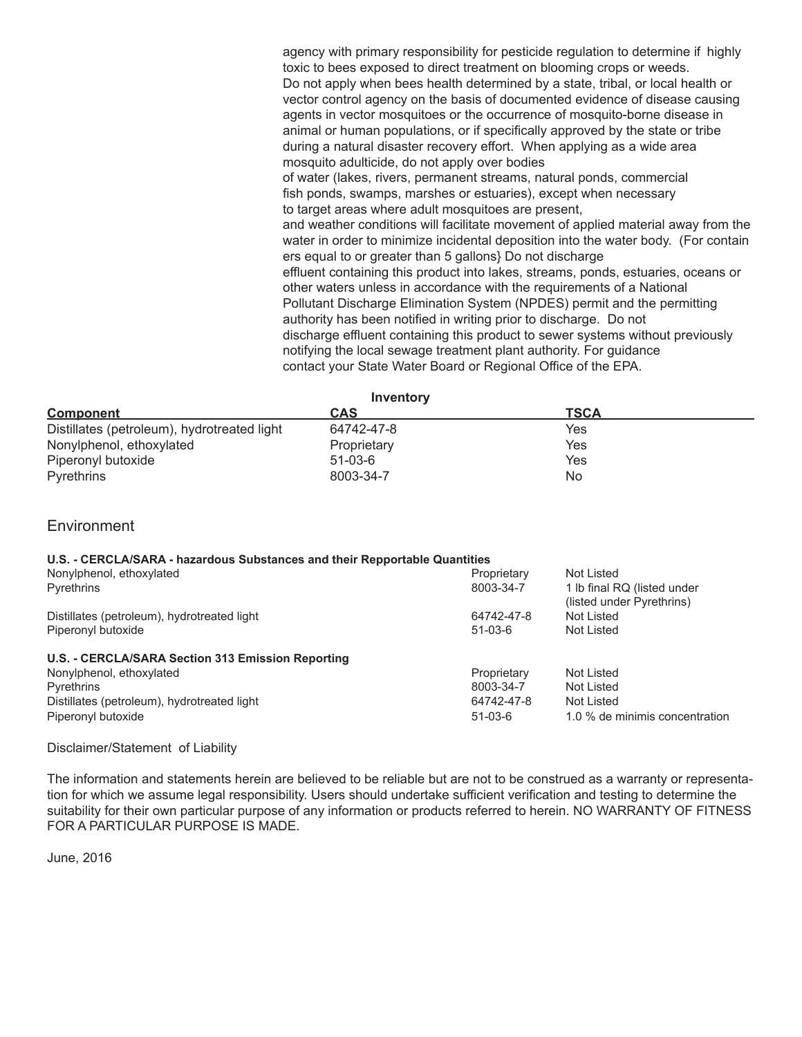agency with primary responsibility for pesticide regulation to determine if highly toxic to bees exposed to direct treatment on blooming crops or weeds. Do not apply when bees health determined by a state, tribal, or local health or vector control agency on the basis of documented evidence of disease causing agents in vector mosquitoes or the occurrence of mosquito-borne disease in animal or human populations, or if specifically approved by the state or tribe during a natural disaster recovery effort. When applying as a wide area mosquito adulticide, do not apply over bodies of water (lakes, rivers, permanent streams, natural ponds, commercial fish ponds, swamps, marshes or estuaries), except when necessary to target areas where adult mosquitoes are present, and weather conditions will facilitate movement of applied material away from the water in order to minimize incidental deposition into the water body. (For contain ers equal to or greater than 5 gallons} Do not discharge effluent containing this product into lakes, streams, ponds, estuaries, oceans or other waters unless in accordance with the requirements of a National Pollutant Discharge Elimination System (NPDES) permit and the permitting authority has been notified in writing prior to discharge. Do not discharge effluent containing this product to sewer systems without previously notifying the local sewage treatment plant authority. For guidance contact your State Water Board or Regional Office of the EPA.

**Inventory**

| Component | CAS | TSCA |
|---|---|---|
| Distillates (petroleum), hydrotreated light | 64742-47-8 | Yes |
| Nonylphenol, ethoxylated | Proprietary | Yes |
| Piperonyl butoxide | 51-03-6 | Yes |
| Pyrethrins | 8003-34-7 | No |

## Environment

**U.S. - CERCLA/SARA - hazardous Substances and their Repportable Quantities**

| | | |
|---|---|---|
| Nonylphenol, ethoxylated | Proprietary | Not Listed |
| Pyrethrins | 8003-34-7 | 1 lb final RQ (listed under (listed under Pyrethrins) |
| Distillates (petroleum), hydrotreated light | 64742-47-8 | Not Listed |
| Piperonyl butoxide | 51-03-6 | Not Listed |

**U.S. - CERCLA/SARA Section 313 Emission Reporting**

| | | |
|---|---|---|
| Nonylphenol, ethoxylated | Proprietary | Not Listed |
| Pyrethrins | 8003-34-7 | Not Listed |
| Distillates (petroleum), hydrotreated light | 64742-47-8 | Not Listed |
| Piperonyl butoxide | 51-03-6 | 1.0 % de minimis concentration |

Disclaimer/Statement of Liability

The information and statements herein are believed to be reliable but are not to be construed as a warranty or representation for which we assume legal responsibility. Users should undertake sufficient verification and testing to determine the suitability for their own particular purpose of any information or products referred to herein. NO WARRANTY OF FITNESS FOR A PARTICULAR PURPOSE IS MADE.

June, 2016